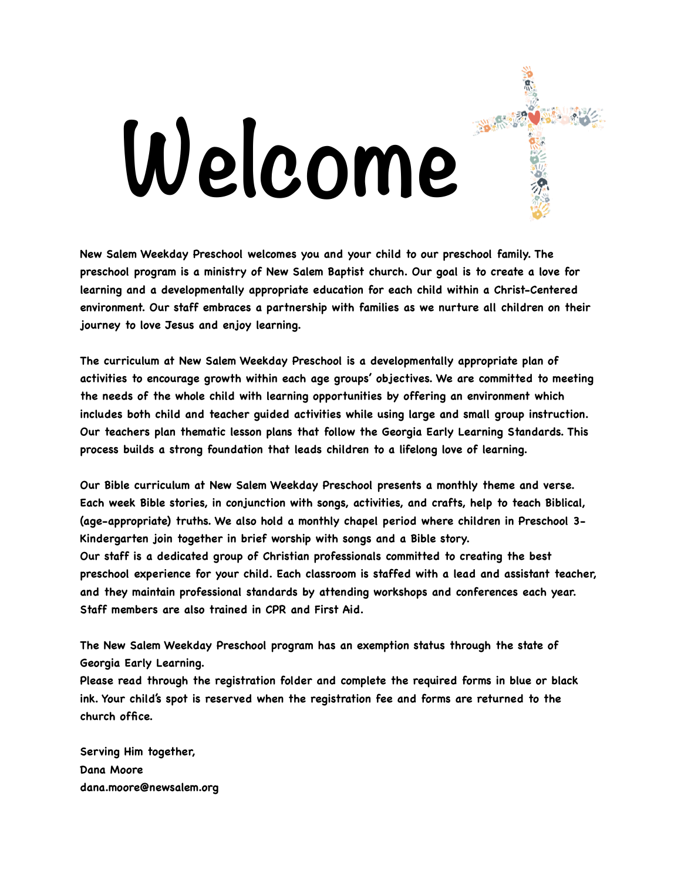# Welcome

New Salem Weekday Preschool welcomes you and your child to our preschool family. The preschool program is a ministry of New Salem Baptist church. Our goal is to create a love for learning and a developmentally appropriate education for each child within a Christ-Centered environment. Our staff embraces a partnership with families as we nurture all children on their journey to love Jesus and enjoy learning.

The curriculum at New Salem Weekday Preschool is a developmentally appropriate plan of activities to encourage growth within each age groups' objectives. We are committed to meeting the needs of the whole child with learning opportunities by offering an environment which includes both child and teacher guided activities while using large and small group instruction. Our teachers plan thematic lesson plans that follow the Georgia Early Learning Standards. This process builds a strong foundation that leads children to a lifelong love of learning.

Our Bible curriculum at New Salem Weekday Preschool presents a monthly theme and verse. Each week Bible stories, in conjunction with songs, activities, and crafts, help to teach Biblical, (age-appropriate) truths. We also hold a monthly chapel period where children in Preschool 3-Kindergarten join together in brief worship with songs and a Bible story.
Our staff is a dedicated group of Christian professionals committed to creating the best preschool experience for your child. Each classroom is staffed with a lead and assistant teacher, and they maintain professional standards by attending workshops and conferences each year. Staff members are also trained in CPR and First Aid.

The New Salem Weekday Preschool program has an exemption status through the state of Georgia Early Learning.
Please read through the registration folder and complete the required forms in blue or black ink. Your child's spot is reserved when the registration fee and forms are returned to the church office.

Serving Him together,
Dana Moore
dana.moore@newsalem.org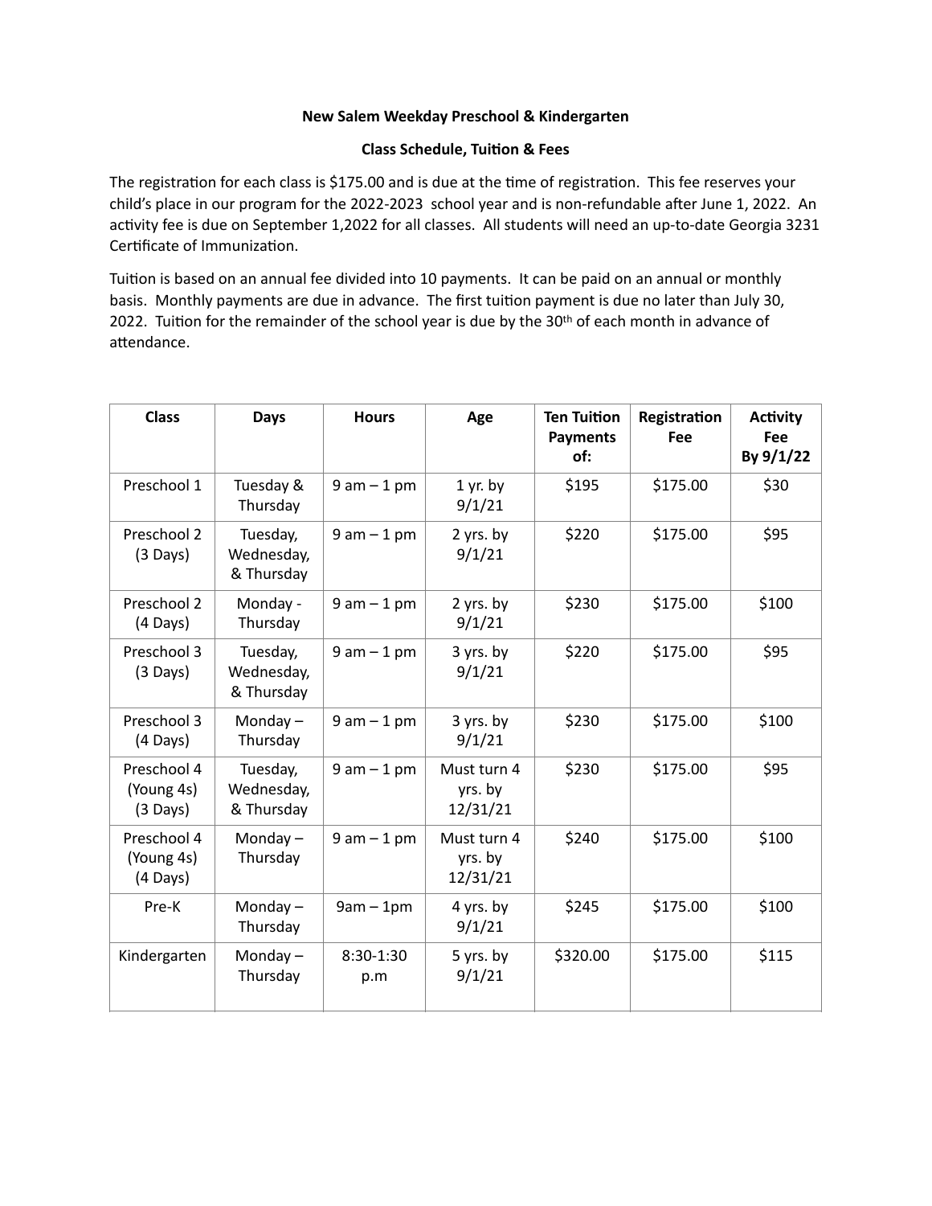**New Salem Weekday Preschool & Kindergarten**

**Class Schedule, Tuition & Fees**

The registration for each class is $175.00 and is due at the time of registration. This fee reserves your child's place in our program for the 2022-2023 school year and is non-refundable after June 1, 2022. An activity fee is due on September 1,2022 for all classes. All students will need an up-to-date Georgia 3231 Certificate of Immunization.

Tuition is based on an annual fee divided into 10 payments. It can be paid on an annual or monthly basis. Monthly payments are due in advance. The first tuition payment is due no later than July 30, 2022. Tuition for the remainder of the school year is due by the 30th of each month in advance of attendance.

| Class | Days | Hours | Age | Ten Tuition Payments of: | Registration Fee | Activity Fee By 9/1/22 |
|---|---|---|---|---|---|---|
| Preschool 1 | Tuesday & Thursday | 9 am – 1 pm | 1 yr. by 9/1/21 | $195 | $175.00 | $30 |
| Preschool 2 (3 Days) | Tuesday, Wednesday, & Thursday | 9 am – 1 pm | 2 yrs. by 9/1/21 | $220 | $175.00 | $95 |
| Preschool 2 (4 Days) | Monday - Thursday | 9 am – 1 pm | 2 yrs. by 9/1/21 | $230 | $175.00 | $100 |
| Preschool 3 (3 Days) | Tuesday, Wednesday, & Thursday | 9 am – 1 pm | 3 yrs. by 9/1/21 | $220 | $175.00 | $95 |
| Preschool 3 (4 Days) | Monday – Thursday | 9 am – 1 pm | 3 yrs. by 9/1/21 | $230 | $175.00 | $100 |
| Preschool 4 (Young 4s) (3 Days) | Tuesday, Wednesday, & Thursday | 9 am – 1 pm | Must turn 4 yrs. by 12/31/21 | $230 | $175.00 | $95 |
| Preschool 4 (Young 4s) (4 Days) | Monday – Thursday | 9 am – 1 pm | Must turn 4 yrs. by 12/31/21 | $240 | $175.00 | $100 |
| Pre-K | Monday – Thursday | 9am – 1pm | 4 yrs. by 9/1/21 | $245 | $175.00 | $100 |
| Kindergarten | Monday – Thursday | 8:30-1:30 p.m | 5 yrs. by 9/1/21 | $320.00 | $175.00 | $115 |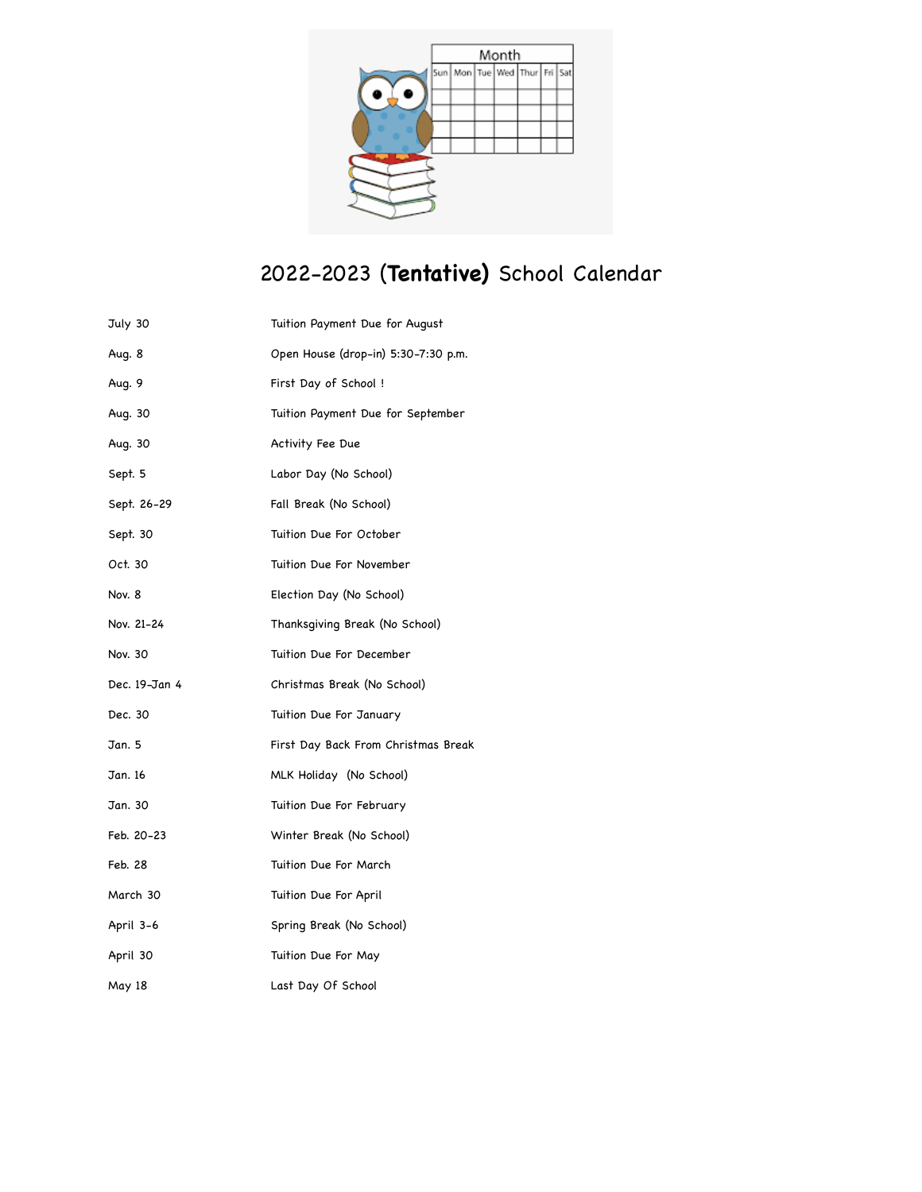# 2022-2023 (**Tentative**) School Calendar

| | |
|---|---|
| July 30 | Tuition Payment Due for August |
| Aug. 8 | Open House (drop-in) 5:30-7:30 p.m. |
| Aug. 9 | First Day of School ! |
| Aug. 30 | Tuition Payment Due for September |
| Aug. 30 | Activity Fee Due |
| Sept. 5 | Labor Day (No School) |
| Sept. 26-29 | Fall Break (No School) |
| Sept. 30 | Tuition Due For October |
| Oct. 30 | Tuition Due For November |
| Nov. 8 | Election Day (No School) |
| Nov. 21-24 | Thanksgiving Break (No School) |
| Nov. 30 | Tuition Due For December |
| Dec. 19-Jan 4 | Christmas Break (No School) |
| Dec. 30 | Tuition Due For January |
| Jan. 5 | First Day Back From Christmas Break |
| Jan. 16 | MLK Holiday (No School) |
| Jan. 30 | Tuition Due For February |
| Feb. 20-23 | Winter Break (No School) |
| Feb. 28 | Tuition Due For March |
| March 30 | Tuition Due For April |
| April 3-6 | Spring Break (No School) |
| April 30 | Tuition Due For May |
| May 18 | Last Day Of School |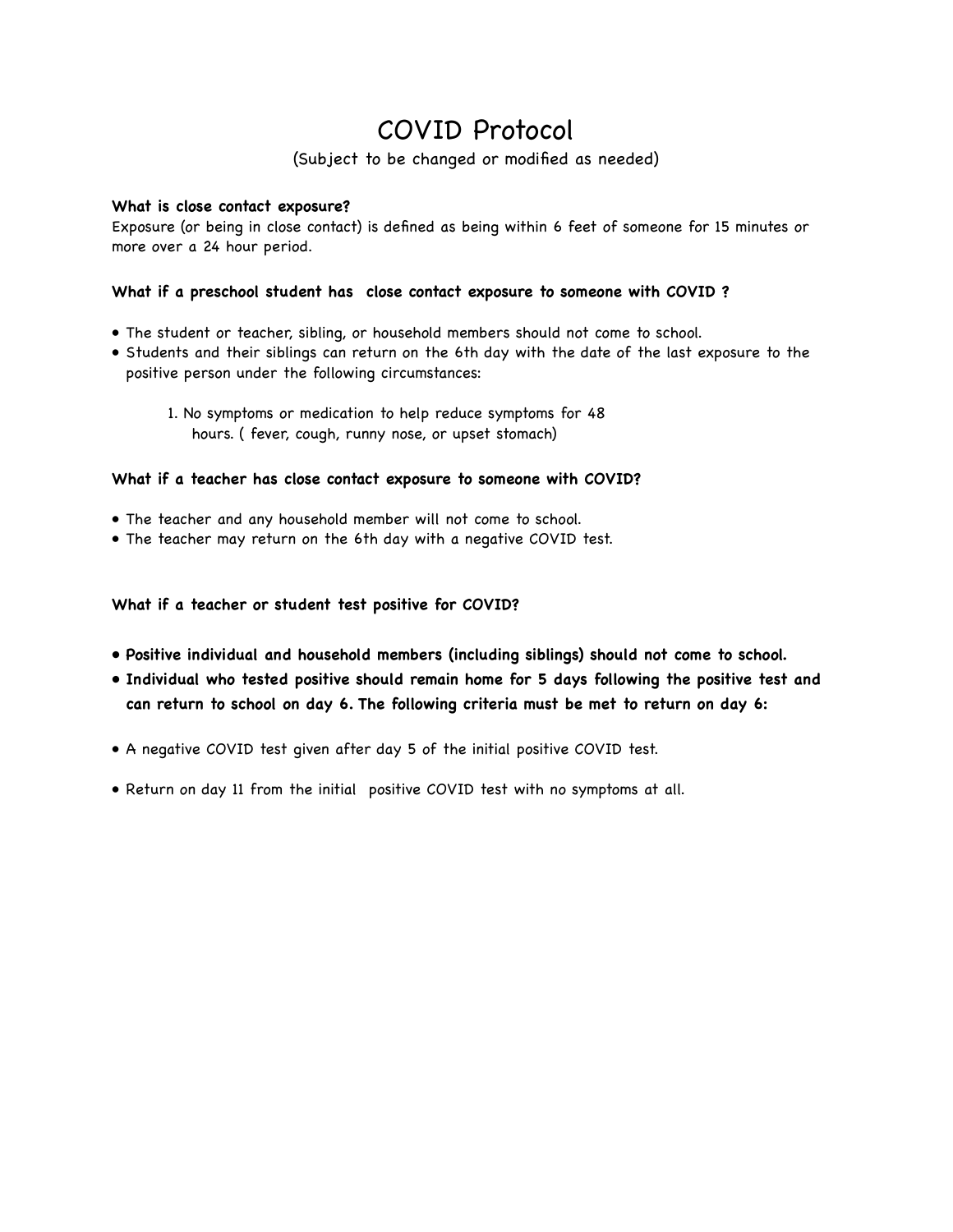# COVID Protocol

(Subject to be changed or modified as needed)

**What is close contact exposure?**

Exposure (or being in close contact) is defined as being within 6 feet of someone for 15 minutes or more over a 24 hour period.

**What if a preschool student has close contact exposure to someone with COVID ?**

- The student or teacher, sibling, or household members should not come to school.
- Students and their siblings can return on the 6th day with the date of the last exposure to the positive person under the following circumstances:

  1. No symptoms or medication to help reduce symptoms for 48 hours. ( fever, cough, runny nose, or upset stomach)

**What if a teacher has close contact exposure to someone with COVID?**

- The teacher and any household member will not come to school.
- The teacher may return on the 6th day with a negative COVID test.

**What if a teacher or student test positive for COVID?**

- **Positive individual and household members (including siblings) should not come to school.**
- **Individual who tested positive should remain home for 5 days following the positive test and can return to school on day 6. The following criteria must be met to return on day 6:**

- A negative COVID test given after day 5 of the initial positive COVID test.

- Return on day 11 from the initial positive COVID test with no symptoms at all.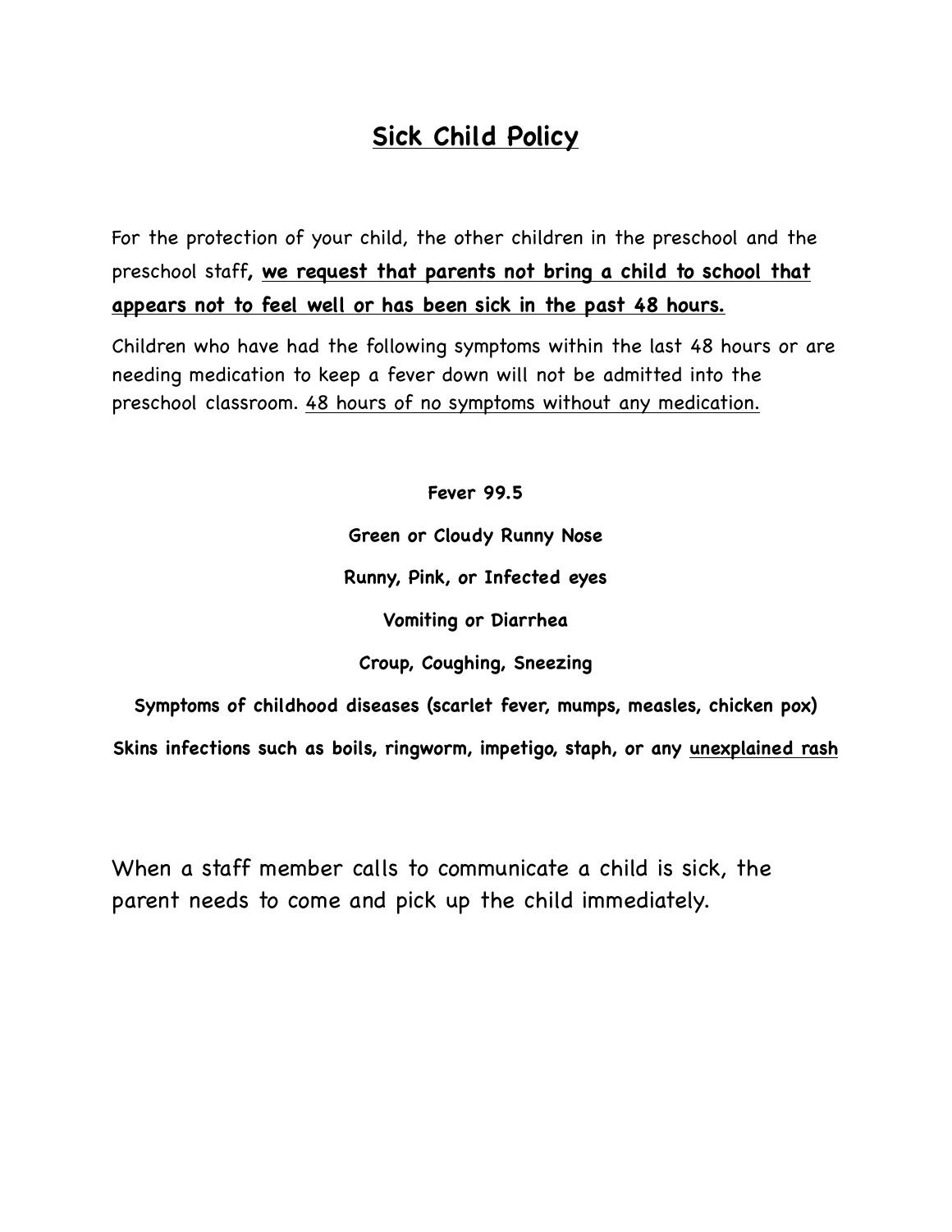# Sick Child Policy

For the protection of your child, the other children in the preschool and the preschool staff**, we request that parents not bring a child to school that appears not to feel well or has been sick in the past 48 hours.**

Children who have had the following symptoms within the last 48 hours or are needing medication to keep a fever down will not be admitted into the preschool classroom. 48 hours of no symptoms without any medication.

**Fever 99.5**

**Green or Cloudy Runny Nose**

**Runny, Pink, or Infected eyes**

**Vomiting or Diarrhea**

**Croup, Coughing, Sneezing**

**Symptoms of childhood diseases (scarlet fever, mumps, measles, chicken pox)**

**Skins infections such as boils, ringworm, impetigo, staph, or any unexplained rash**

When a staff member calls to communicate a child is sick, the parent needs to come and pick up the child immediately.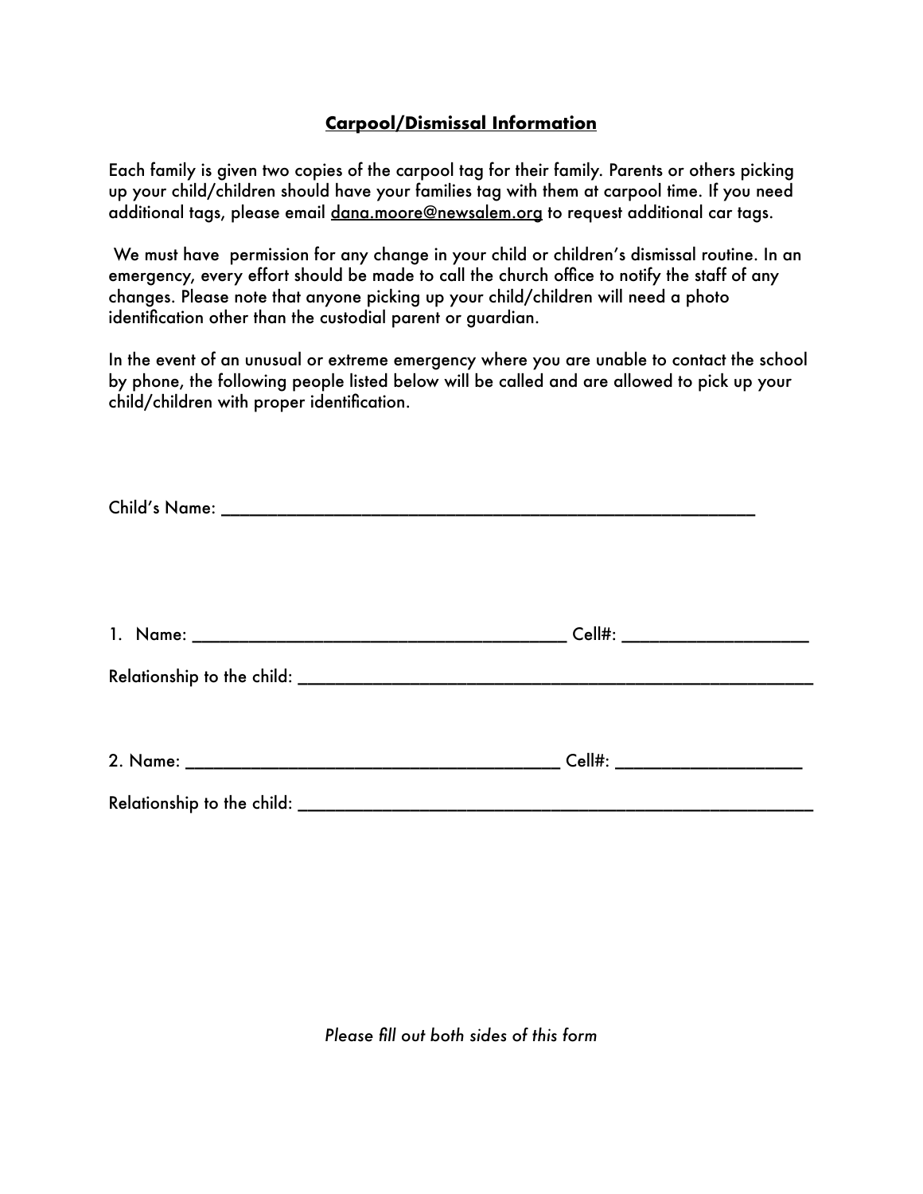## **Carpool/Dismissal Information**

Each family is given two copies of the carpool tag for their family. Parents or others picking up your child/children should have your families tag with them at carpool time. If you need additional tags, please email dana.moore@newsalem.org to request additional car tags.

We must have permission for any change in your child or children's dismissal routine. In an emergency, every effort should be made to call the church office to notify the staff of any changes. Please note that anyone picking up your child/children will need a photo identification other than the custodial parent or guardian.

In the event of an unusual or extreme emergency where you are unable to contact the school by phone, the following people listed below will be called and are allowed to pick up your child/children with proper identification.

Child's Name: ___________________________________________________________

1. Name: ________________________________________ Cell#: ___________________

Relationship to the child: __________________________________________________________

2. Name: ________________________________________ Cell#: ___________________

Relationship to the child: __________________________________________________________

*Please fill out both sides of this form*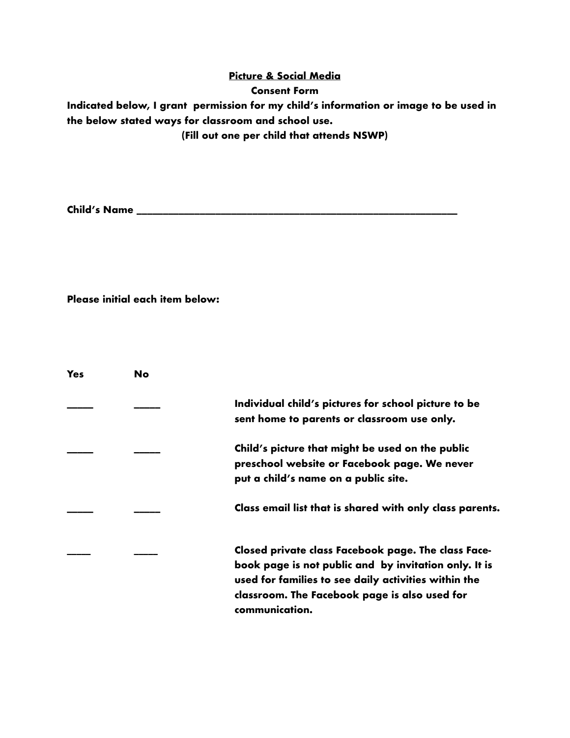**Picture & Social Media**

**Consent Form**

**Indicated below, I grant permission for my child's information or image to be used in the below stated ways for classroom and school use.**

**(Fill out one per child that attends NSWP)**

**Child's Name \_\_\_\_\_\_\_\_\_\_\_\_\_\_\_\_\_\_\_\_\_\_\_\_\_\_\_\_\_\_\_\_\_\_\_\_\_\_\_\_\_\_\_\_\_\_\_\_\_\_\_\_\_\_\_\_\_\_\_\_**

**Please initial each item below:**

| Yes | No | |
|---|---|---|
| \_\_\_\_\_ | \_\_\_\_\_ | **Individual child's pictures for school picture to be sent home to parents or classroom use only.** |
| \_\_\_\_\_ | \_\_\_\_\_ | **Child's picture that might be used on the public preschool website or Facebook page. We never put a child's name on a public site.** |
| \_\_\_\_\_ | \_\_\_\_\_ | **Class email list that is shared with only class parents.** |
| \_\_\_\_ | \_\_\_\_ | **Closed private class Facebook page. The class Facebook page is not public and by invitation only. It is used for families to see daily activities within the classroom. The Facebook page is also used for communication.** |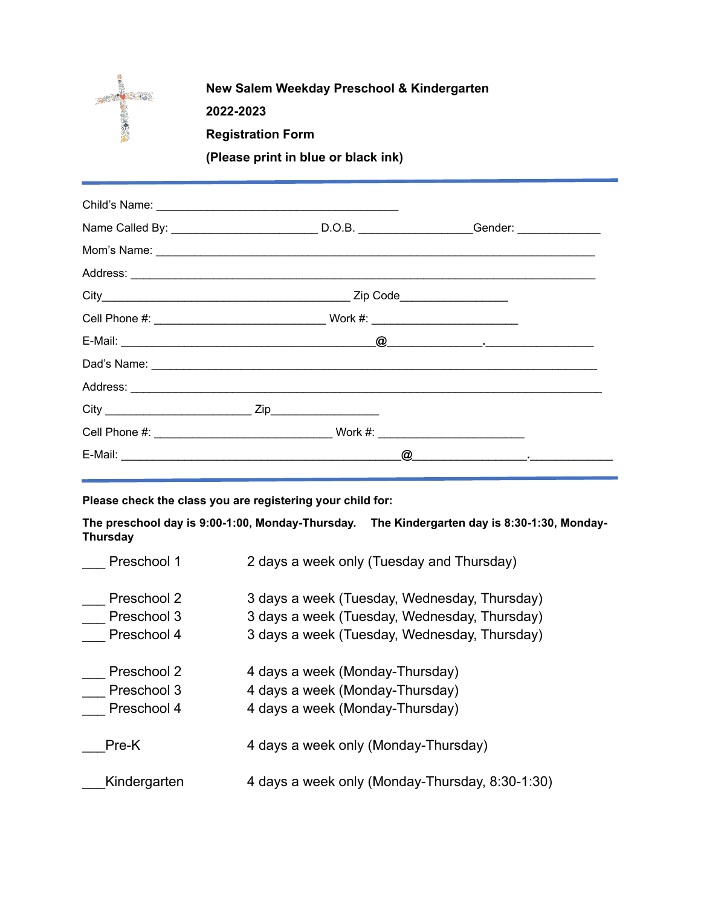**New Salem Weekday Preschool & Kindergarten**

**2022-2023**

**Registration Form**

**(Please print in blue or black ink)**

---

Child's Name: ________________________________________

Name Called By: ________________________ D.O.B. __________________Gender: _____________

Mom's Name: ___________________________________________________________________________

Address: _______________________________________________________________________________

City________________________________________ Zip Code________________

Cell Phone #: ____________________________ Work #: ________________________

E-Mail: ___________________________________________@_______________.________________

Dad's Name: ____________________________________________________________________________

Address: _______________________________________________________________________________

City ________________________ Zip_________________

Cell Phone #: ______________________________ Work #: ________________________

E-Mail: ________________________________________________@__________________.______________

---

**Please check the class you are registering your child for:**

**The preschool day is 9:00-1:00, Monday-Thursday. The Kindergarten day is 8:30-1:30, Monday-Thursday**

___ Preschool 1 — 2 days a week only (Tuesday and Thursday)

___ Preschool 2 — 3 days a week (Tuesday, Wednesday, Thursday)
___ Preschool 3 — 3 days a week (Tuesday, Wednesday, Thursday)
___ Preschool 4 — 3 days a week (Tuesday, Wednesday, Thursday)

___ Preschool 2 — 4 days a week (Monday-Thursday)
___ Preschool 3 — 4 days a week (Monday-Thursday)
___ Preschool 4 — 4 days a week (Monday-Thursday)

___Pre-K — 4 days a week only (Monday-Thursday)

___Kindergarten — 4 days a week only (Monday-Thursday, 8:30-1:30)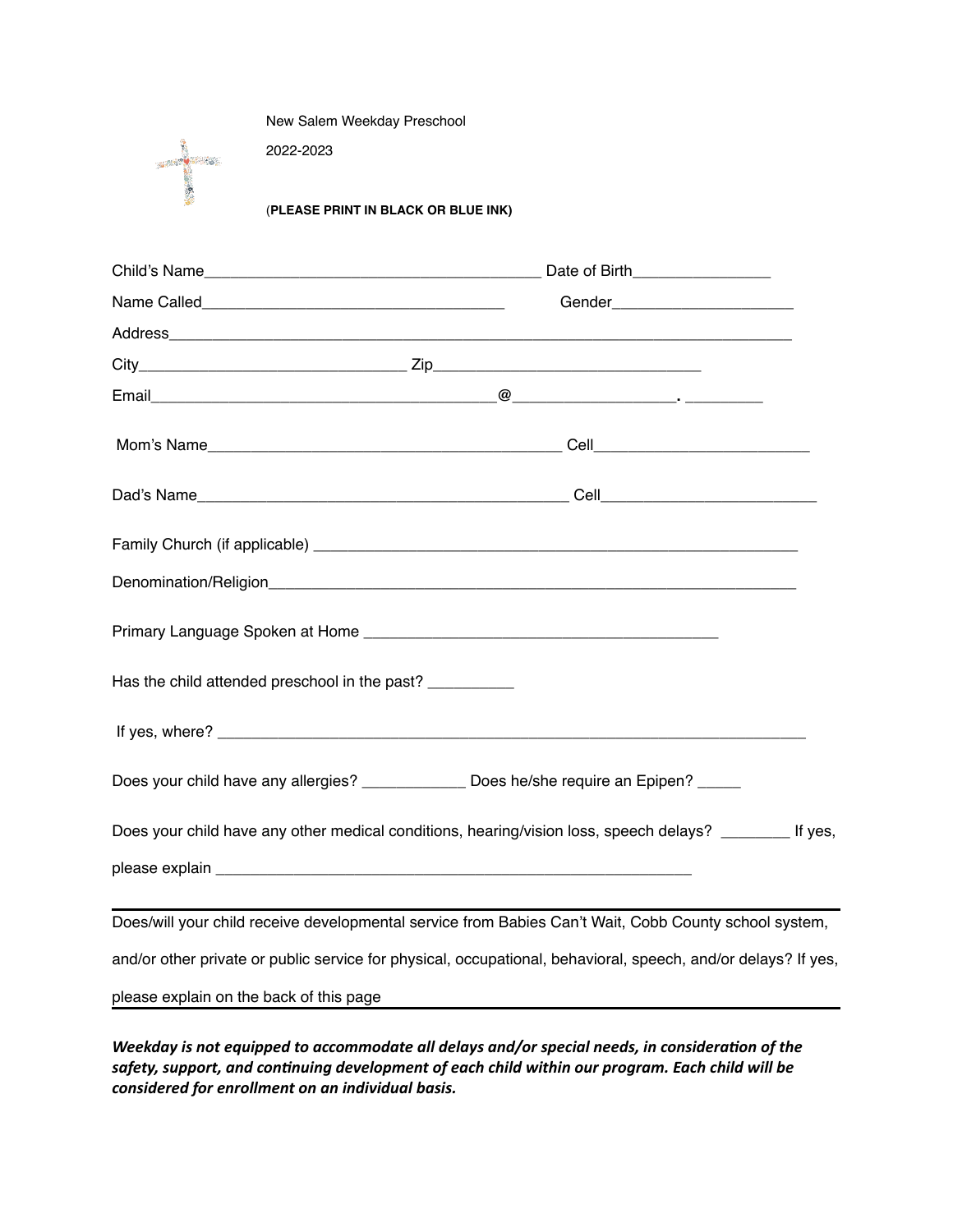New Salem Weekday Preschool

2022-2023

(**PLEASE PRINT IN BLACK OR BLUE INK)**

Child's Name_________________________________________ Date of Birth________________

Name Called____________________________________ Gender_____________________

Address___________________________________________________________________________

City_________________________________ Zip_________________________________

Email___________________________________________@___________________. _________

Mom's Name____________________________________________ Cell__________________________

Dad's Name______________________________________________ Cell__________________________

Family Church (if applicable) ____________________________________________________________

Denomination/Religion_________________________________________________________________

Primary Language Spoken at Home _____________________________________________

Has the child attended preschool in the past? __________

If yes, where? __________________________________________________________________________

Does your child have any allergies? ____________ Does he/she require an Epipen? _____

Does your child have any other medical conditions, hearing/vision loss, speech delays? ________ If yes, please explain ____________________________________________________________

---

Does/will your child receive developmental service from Babies Can't Wait, Cobb County school system, and/or other private or public service for physical, occupational, behavioral, speech, and/or delays? If yes, please explain on the back of this page

---

***Weekday is not equipped to accommodate all delays and/or special needs, in consideration of the safety, support, and continuing development of each child within our program. Each child will be considered for enrollment on an individual basis.***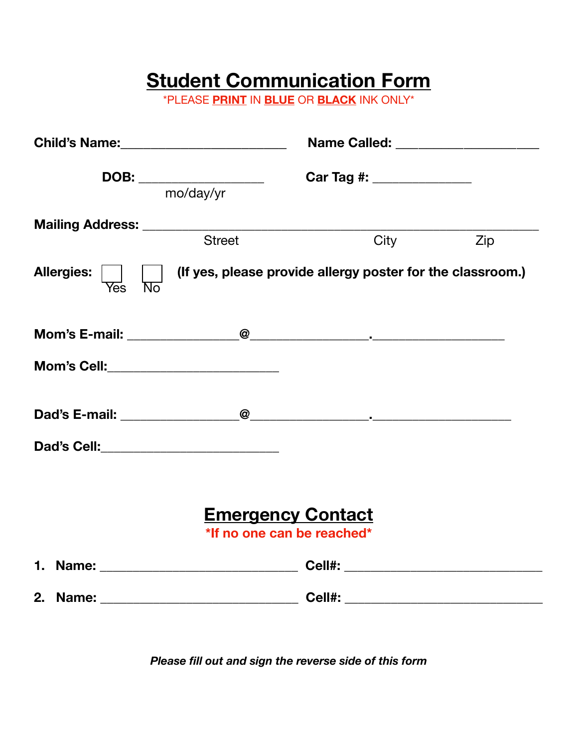# Student Communication Form

*PLEASE **PRINT** IN **BLUE** OR **BLACK** INK ONLY*

**Child's Name:**_______________________ **Name Called:** ____________________

**DOB:** __________________ **Car Tag #:** ______________
mo/day/yr

**Mailing Address:** ________________________________________________________
Street City Zip

**Allergies:** ☐ Yes ☐ No **(If yes, please provide allergy poster for the classroom.)**

**Mom's E-mail:** ________________@_________________.___________________

**Mom's Cell:**_________________________

**Dad's E-mail:** _________________@_________________.____________________

**Dad's Cell:**__________________________

## Emergency Contact

***If no one can be reached***

1. **Name:** ____________________________ **Cell#:** ____________________________
2. **Name:** ____________________________ **Cell#:** ____________________________

***Please fill out and sign the reverse side of this form***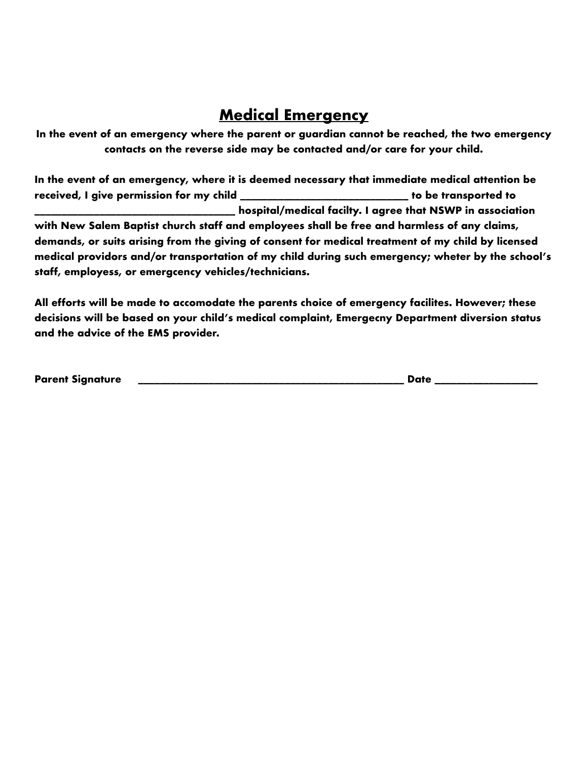## Medical Emergency

**In the event of an emergency where the parent or guardian cannot be reached, the two emergency contacts on the reverse side may be contacted and/or care for your child.**

**In the event of an emergency, where it is deemed necessary that immediate medical attention be received, I give permission for my child ______________________________ to be transported to ___________________________________ hospital/medical facilty. I agree that NSWP in association with New Salem Baptist church staff and employees shall be free and harmless of any claims, demands, or suits arising from the giving of consent for medical treatment of my child by licensed medical providors and/or transportation of my child during such emergency; wheter by the school's staff, employess, or emergcency vehicles/technicians.**

**All efforts will be made to accomodate the parents choice of emergency facilites. However; these decisions will be based on your child's medical complaint, Emergecny Department diversion status and the advice of the EMS provider.**

**Parent Signature** __________________________________________________ **Date** __________________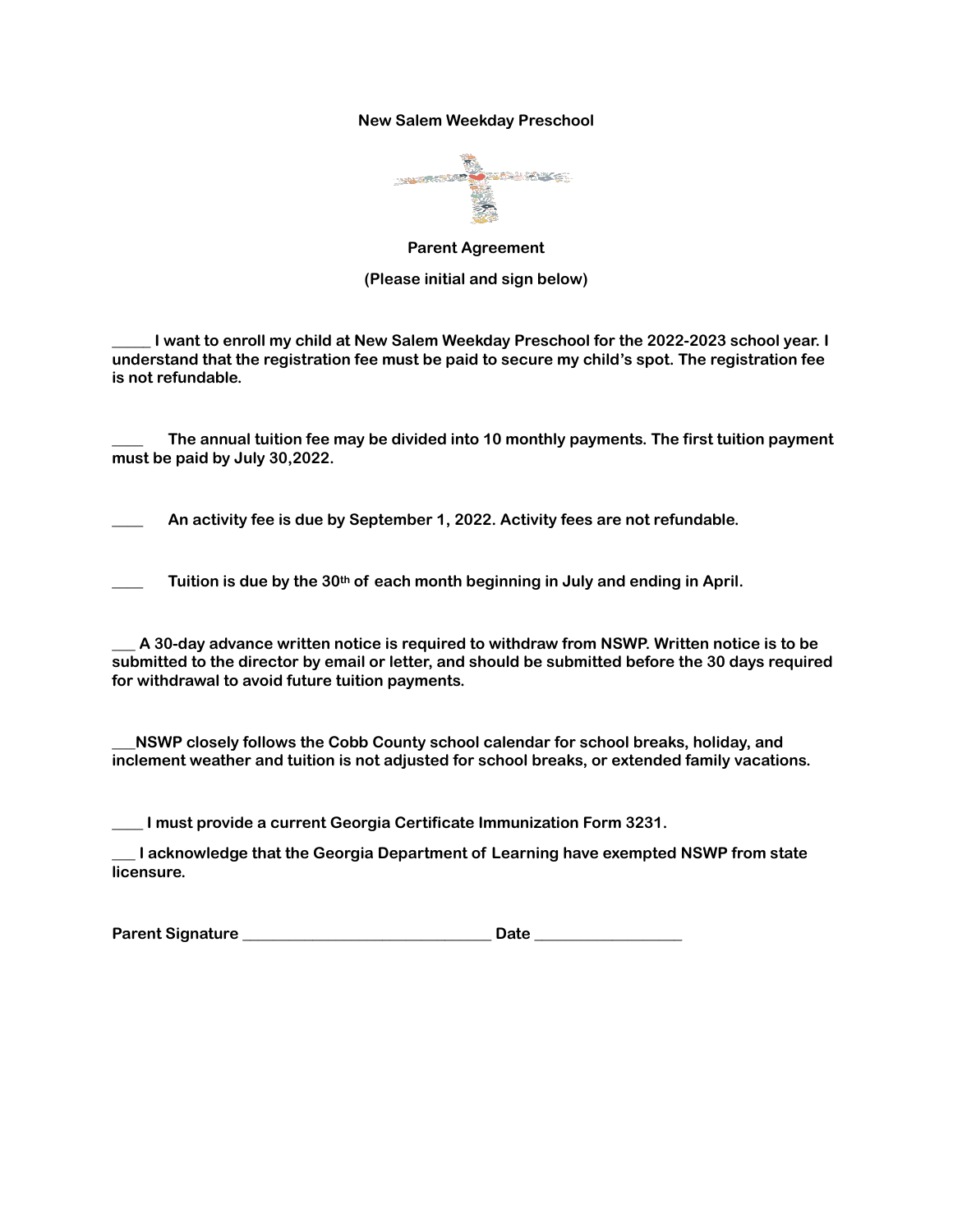**New Salem Weekday Preschool**

**Parent Agreement**

**(Please initial and sign below)**

**_____ I want to enroll my child at New Salem Weekday Preschool for the 2022-2023 school year. I understand that the registration fee must be paid to secure my child's spot. The registration fee is not refundable.**

**____ The annual tuition fee may be divided into 10 monthly payments. The first tuition payment must be paid by July 30,2022.**

**____ An activity fee is due by September 1, 2022. Activity fees are not refundable.**

**____ Tuition is due by the 30th of each month beginning in July and ending in April.**

**___ A 30-day advance written notice is required to withdraw from NSWP. Written notice is to be submitted to the director by email or letter, and should be submitted before the 30 days required for withdrawal to avoid future tuition payments.**

**___NSWP closely follows the Cobb County school calendar for school breaks, holiday, and inclement weather and tuition is not adjusted for school breaks, or extended family vacations.**

**____ I must provide a current Georgia Certificate Immunization Form 3231.**

**___ I acknowledge that the Georgia Department of Learning have exempted NSWP from state licensure.**

**Parent Signature _______________________________ Date __________________**